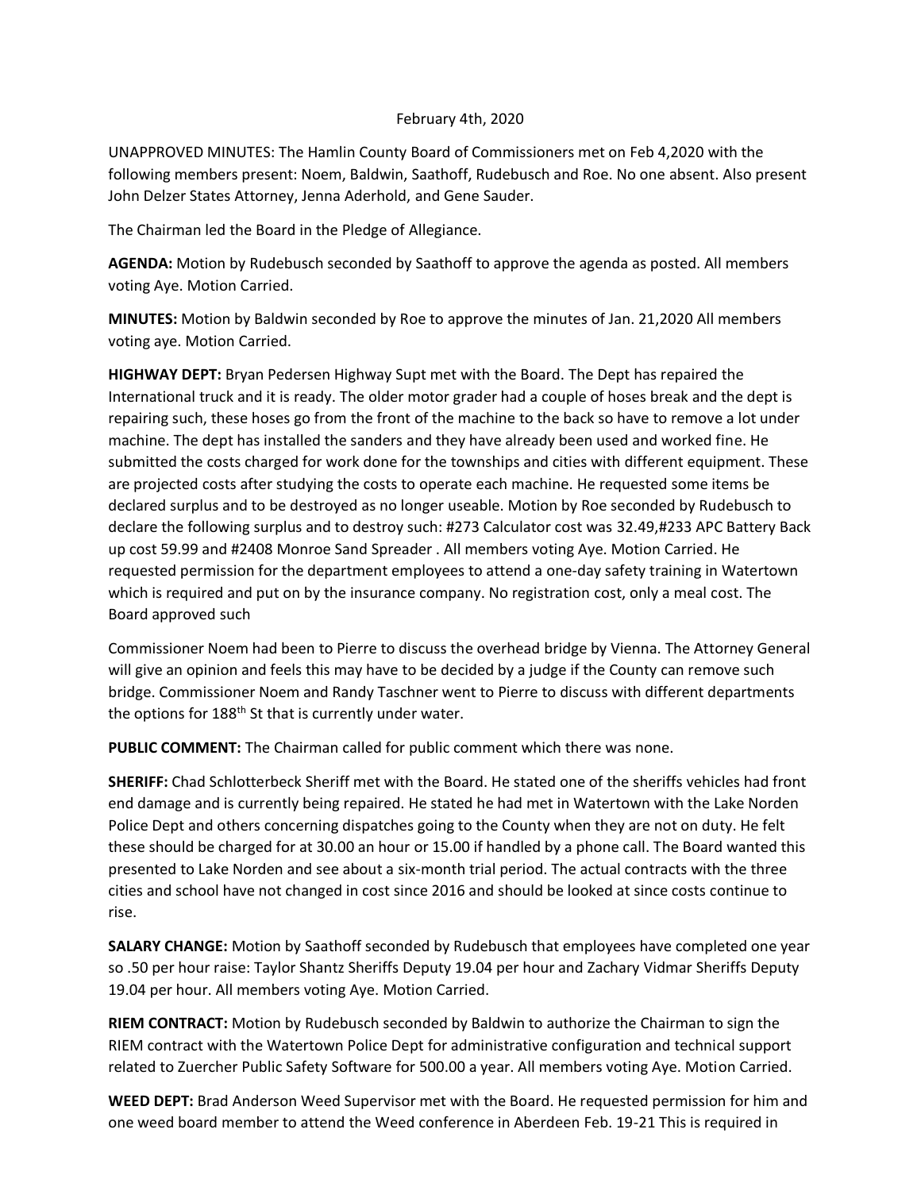February 4th, 2020

UNAPPROVED MINUTES: The Hamlin County Board of Commissioners met on Feb 4,2020 with the following members present: Noem, Baldwin, Saathoff, Rudebusch and Roe. No one absent. Also present John Delzer States Attorney, Jenna Aderhold, and Gene Sauder.

The Chairman led the Board in the Pledge of Allegiance.

**AGENDA:** Motion by Rudebusch seconded by Saathoff to approve the agenda as posted. All members voting Aye. Motion Carried.

**MINUTES:** Motion by Baldwin seconded by Roe to approve the minutes of Jan. 21,2020 All members voting aye. Motion Carried.

**HIGHWAY DEPT:** Bryan Pedersen Highway Supt met with the Board. The Dept has repaired the International truck and it is ready. The older motor grader had a couple of hoses break and the dept is repairing such, these hoses go from the front of the machine to the back so have to remove a lot under machine. The dept has installed the sanders and they have already been used and worked fine. He submitted the costs charged for work done for the townships and cities with different equipment. These are projected costs after studying the costs to operate each machine. He requested some items be declared surplus and to be destroyed as no longer useable. Motion by Roe seconded by Rudebusch to declare the following surplus and to destroy such: #273 Calculator cost was 32.49,#233 APC Battery Back up cost 59.99 and #2408 Monroe Sand Spreader . All members voting Aye. Motion Carried. He requested permission for the department employees to attend a one-day safety training in Watertown which is required and put on by the insurance company. No registration cost, only a meal cost. The Board approved such

Commissioner Noem had been to Pierre to discuss the overhead bridge by Vienna. The Attorney General will give an opinion and feels this may have to be decided by a judge if the County can remove such bridge. Commissioner Noem and Randy Taschner went to Pierre to discuss with different departments the options for 188th St that is currently under water.

**PUBLIC COMMENT:** The Chairman called for public comment which there was none.

**SHERIFF:** Chad Schlotterbeck Sheriff met with the Board. He stated one of the sheriffs vehicles had front end damage and is currently being repaired. He stated he had met in Watertown with the Lake Norden Police Dept and others concerning dispatches going to the County when they are not on duty. He felt these should be charged for at 30.00 an hour or 15.00 if handled by a phone call. The Board wanted this presented to Lake Norden and see about a six-month trial period. The actual contracts with the three cities and school have not changed in cost since 2016 and should be looked at since costs continue to rise.

**SALARY CHANGE:** Motion by Saathoff seconded by Rudebusch that employees have completed one year so .50 per hour raise: Taylor Shantz Sheriffs Deputy 19.04 per hour and Zachary Vidmar Sheriffs Deputy 19.04 per hour. All members voting Aye. Motion Carried.

**RIEM CONTRACT:** Motion by Rudebusch seconded by Baldwin to authorize the Chairman to sign the RIEM contract with the Watertown Police Dept for administrative configuration and technical support related to Zuercher Public Safety Software for 500.00 a year. All members voting Aye. Motion Carried.

**WEED DEPT:** Brad Anderson Weed Supervisor met with the Board. He requested permission for him and one weed board member to attend the Weed conference in Aberdeen Feb. 19-21 This is required in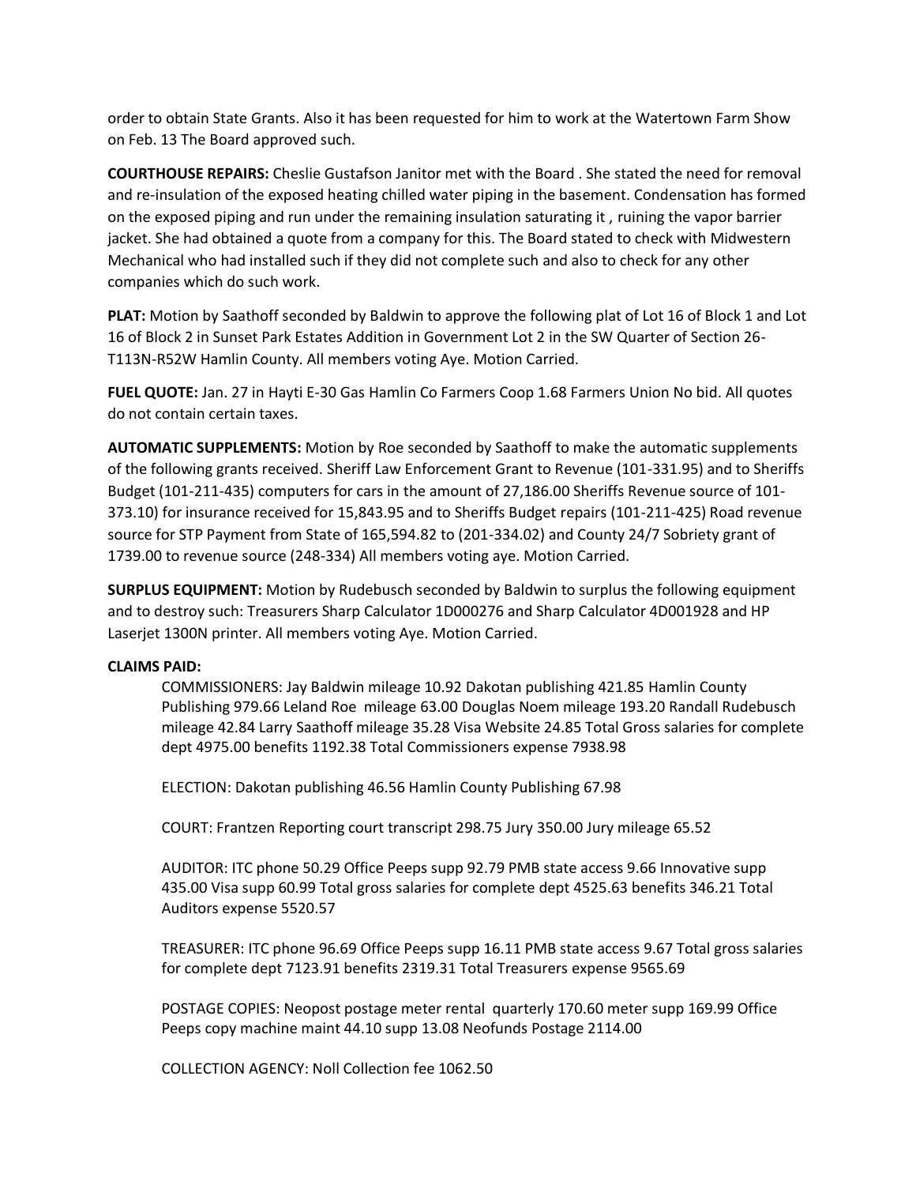order to obtain State Grants. Also it has been requested for him to work at the Watertown Farm Show on Feb. 13 The Board approved such.

**COURTHOUSE REPAIRS:** Cheslie Gustafson Janitor met with the Board . She stated the need for removal and re-insulation of the exposed heating chilled water piping in the basement. Condensation has formed on the exposed piping and run under the remaining insulation saturating it , ruining the vapor barrier jacket. She had obtained a quote from a company for this. The Board stated to check with Midwestern Mechanical who had installed such if they did not complete such and also to check for any other companies which do such work.

**PLAT:** Motion by Saathoff seconded by Baldwin to approve the following plat of Lot 16 of Block 1 and Lot 16 of Block 2 in Sunset Park Estates Addition in Government Lot 2 in the SW Quarter of Section 26-T113N-R52W Hamlin County. All members voting Aye. Motion Carried.

**FUEL QUOTE:** Jan. 27 in Hayti E-30 Gas Hamlin Co Farmers Coop 1.68 Farmers Union No bid. All quotes do not contain certain taxes.

**AUTOMATIC SUPPLEMENTS:** Motion by Roe seconded by Saathoff to make the automatic supplements of the following grants received. Sheriff Law Enforcement Grant to Revenue (101-331.95) and to Sheriffs Budget (101-211-435) computers for cars in the amount of 27,186.00 Sheriffs Revenue source of 101-373.10) for insurance received for 15,843.95 and to Sheriffs Budget repairs (101-211-425) Road revenue source for STP Payment from State of 165,594.82 to (201-334.02) and County 24/7 Sobriety grant of 1739.00 to revenue source (248-334) All members voting aye. Motion Carried.

**SURPLUS EQUIPMENT:** Motion by Rudebusch seconded by Baldwin to surplus the following equipment and to destroy such: Treasurers Sharp Calculator 1D000276 and Sharp Calculator 4D001928 and HP Laserjet 1300N printer. All members voting Aye. Motion Carried.

**CLAIMS PAID:**

COMMISSIONERS: Jay Baldwin mileage 10.92 Dakotan publishing 421.85 Hamlin County Publishing 979.66 Leland Roe mileage 63.00 Douglas Noem mileage 193.20 Randall Rudebusch mileage 42.84 Larry Saathoff mileage 35.28 Visa Website 24.85 Total Gross salaries for complete dept 4975.00 benefits 1192.38 Total Commissioners expense 7938.98

ELECTION: Dakotan publishing 46.56 Hamlin County Publishing 67.98

COURT: Frantzen Reporting court transcript 298.75 Jury 350.00 Jury mileage 65.52

AUDITOR: ITC phone 50.29 Office Peeps supp 92.79 PMB state access 9.66 Innovative supp 435.00 Visa supp 60.99 Total gross salaries for complete dept 4525.63 benefits 346.21 Total Auditors expense 5520.57

TREASURER: ITC phone 96.69 Office Peeps supp 16.11 PMB state access 9.67 Total gross salaries for complete dept 7123.91 benefits 2319.31 Total Treasurers expense 9565.69

POSTAGE COPIES: Neopost postage meter rental quarterly 170.60 meter supp 169.99 Office Peeps copy machine maint 44.10 supp 13.08 Neofunds Postage 2114.00

COLLECTION AGENCY: Noll Collection fee 1062.50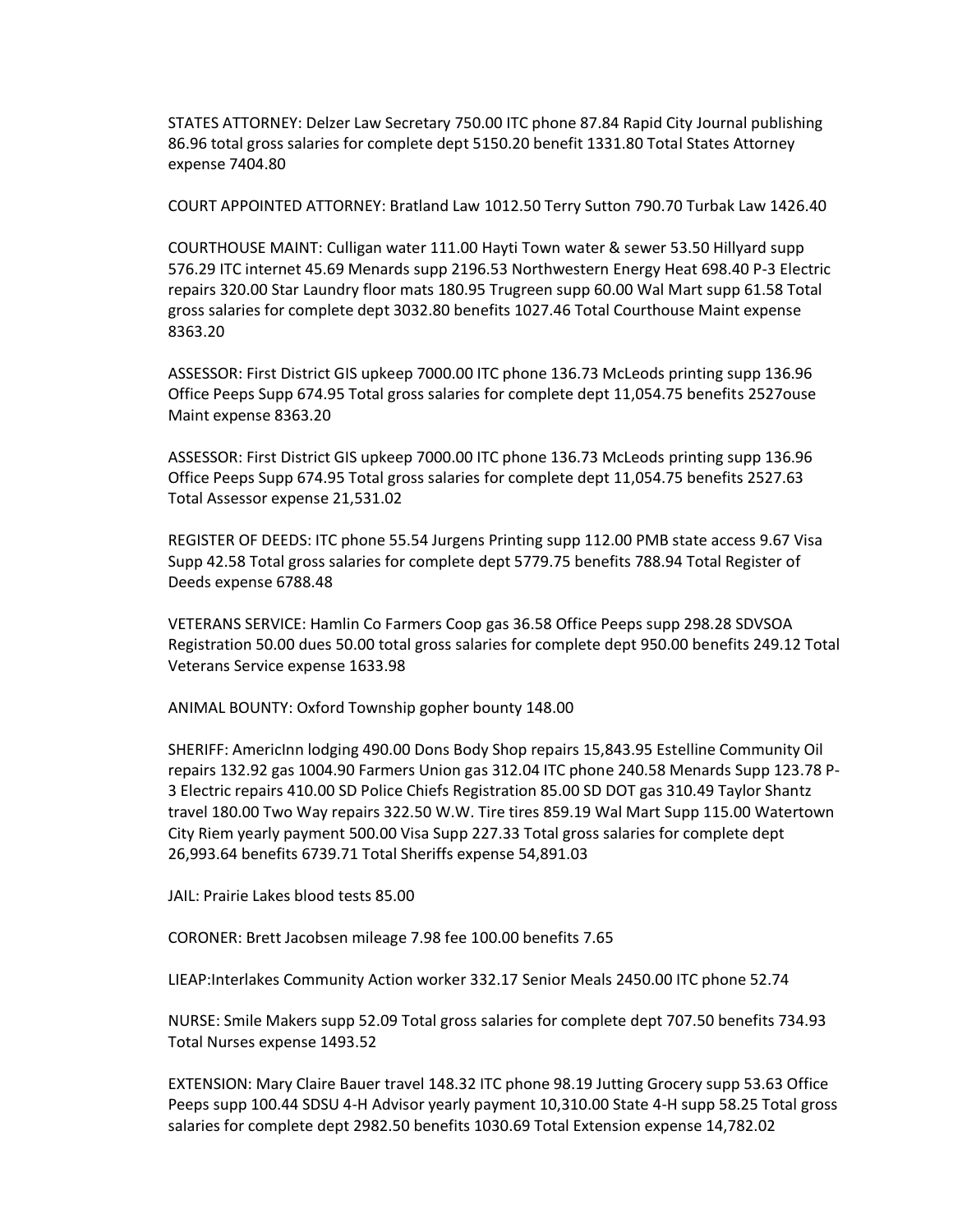STATES ATTORNEY: Delzer Law Secretary 750.00 ITC phone 87.84 Rapid City Journal publishing 86.96 total gross salaries for complete dept 5150.20 benefit 1331.80 Total States Attorney expense 7404.80

COURT APPOINTED ATTORNEY: Bratland Law 1012.50 Terry Sutton 790.70 Turbak Law 1426.40

COURTHOUSE MAINT: Culligan water 111.00 Hayti Town water & sewer 53.50 Hillyard supp 576.29 ITC internet 45.69 Menards supp 2196.53 Northwestern Energy Heat 698.40 P-3 Electric repairs 320.00 Star Laundry floor mats 180.95 Trugreen supp 60.00 Wal Mart supp 61.58 Total gross salaries for complete dept 3032.80 benefits 1027.46 Total Courthouse Maint expense 8363.20

ASSESSOR: First District GIS upkeep 7000.00 ITC phone 136.73 McLeods printing supp 136.96 Office Peeps Supp 674.95 Total gross salaries for complete dept 11,054.75 benefits 2527ouse Maint expense 8363.20

ASSESSOR: First District GIS upkeep 7000.00 ITC phone 136.73 McLeods printing supp 136.96 Office Peeps Supp 674.95 Total gross salaries for complete dept 11,054.75 benefits 2527.63 Total Assessor expense 21,531.02

REGISTER OF DEEDS: ITC phone 55.54 Jurgens Printing supp 112.00 PMB state access 9.67 Visa Supp 42.58 Total gross salaries for complete dept 5779.75 benefits 788.94 Total Register of Deeds expense 6788.48

VETERANS SERVICE: Hamlin Co Farmers Coop gas 36.58 Office Peeps supp 298.28 SDVSOA Registration 50.00 dues 50.00 total gross salaries for complete dept 950.00 benefits 249.12 Total Veterans Service expense 1633.98

ANIMAL BOUNTY: Oxford Township gopher bounty 148.00

SHERIFF: AmericInn lodging 490.00 Dons Body Shop repairs 15,843.95 Estelline Community Oil repairs 132.92 gas 1004.90 Farmers Union gas 312.04 ITC phone 240.58 Menards Supp 123.78 P-3 Electric repairs 410.00 SD Police Chiefs Registration 85.00 SD DOT gas 310.49 Taylor Shantz travel 180.00 Two Way repairs 322.50 W.W. Tire tires 859.19 Wal Mart Supp 115.00 Watertown City Riem yearly payment 500.00 Visa Supp 227.33 Total gross salaries for complete dept 26,993.64 benefits 6739.71 Total Sheriffs expense 54,891.03

JAIL: Prairie Lakes blood tests 85.00

CORONER: Brett Jacobsen mileage 7.98 fee 100.00 benefits 7.65

LIEAP:Interlakes Community Action worker 332.17 Senior Meals 2450.00 ITC phone 52.74

NURSE: Smile Makers supp 52.09 Total gross salaries for complete dept 707.50 benefits 734.93 Total Nurses expense 1493.52

EXTENSION: Mary Claire Bauer travel 148.32 ITC phone 98.19 Jutting Grocery supp 53.63 Office Peeps supp 100.44 SDSU 4-H Advisor yearly payment 10,310.00 State 4-H supp 58.25 Total gross salaries for complete dept 2982.50 benefits 1030.69 Total Extension expense 14,782.02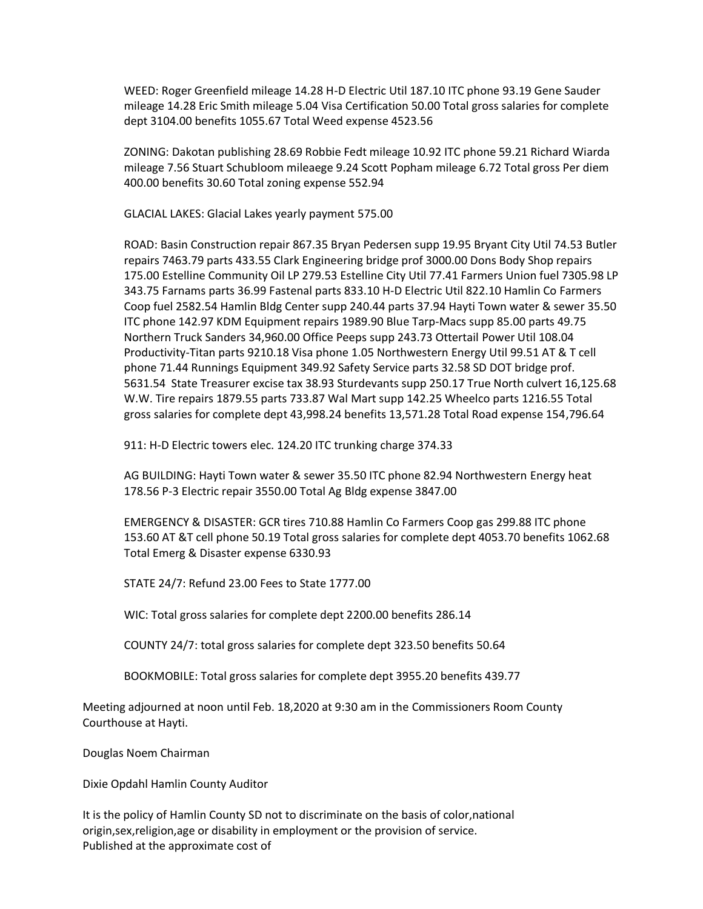WEED: Roger Greenfield mileage 14.28 H-D Electric Util 187.10 ITC phone 93.19 Gene Sauder mileage 14.28 Eric Smith mileage 5.04 Visa Certification 50.00 Total gross salaries for complete dept 3104.00 benefits 1055.67 Total Weed expense 4523.56

ZONING: Dakotan publishing 28.69 Robbie Fedt mileage 10.92 ITC phone 59.21 Richard Wiarda mileage 7.56 Stuart Schubloom mileaege 9.24 Scott Popham mileage 6.72 Total gross Per diem 400.00 benefits 30.60 Total zoning expense 552.94

GLACIAL LAKES: Glacial Lakes yearly payment 575.00

ROAD: Basin Construction repair 867.35 Bryan Pedersen supp 19.95 Bryant City Util 74.53 Butler repairs 7463.79 parts 433.55 Clark Engineering bridge prof 3000.00 Dons Body Shop repairs 175.00 Estelline Community Oil LP 279.53 Estelline City Util 77.41 Farmers Union fuel 7305.98 LP 343.75 Farnams parts 36.99 Fastenal parts 833.10 H-D Electric Util 822.10 Hamlin Co Farmers Coop fuel 2582.54 Hamlin Bldg Center supp 240.44 parts 37.94 Hayti Town water & sewer 35.50 ITC phone 142.97 KDM Equipment repairs 1989.90 Blue Tarp-Macs supp 85.00 parts 49.75 Northern Truck Sanders 34,960.00 Office Peeps supp 243.73 Ottertail Power Util 108.04 Productivity-Titan parts 9210.18 Visa phone 1.05 Northwestern Energy Util 99.51 AT & T cell phone 71.44 Runnings Equipment 349.92 Safety Service parts 32.58 SD DOT bridge prof. 5631.54 State Treasurer excise tax 38.93 Sturdevants supp 250.17 True North culvert 16,125.68 W.W. Tire repairs 1879.55 parts 733.87 Wal Mart supp 142.25 Wheelco parts 1216.55 Total gross salaries for complete dept 43,998.24 benefits 13,571.28 Total Road expense 154,796.64

911: H-D Electric towers elec. 124.20 ITC trunking charge 374.33

AG BUILDING: Hayti Town water & sewer 35.50 ITC phone 82.94 Northwestern Energy heat 178.56 P-3 Electric repair 3550.00 Total Ag Bldg expense 3847.00

EMERGENCY & DISASTER: GCR tires 710.88 Hamlin Co Farmers Coop gas 299.88 ITC phone 153.60 AT &T cell phone 50.19 Total gross salaries for complete dept 4053.70 benefits 1062.68 Total Emerg & Disaster expense 6330.93

STATE 24/7: Refund 23.00 Fees to State 1777.00

WIC: Total gross salaries for complete dept 2200.00 benefits 286.14

COUNTY 24/7: total gross salaries for complete dept 323.50 benefits 50.64

BOOKMOBILE: Total gross salaries for complete dept 3955.20 benefits 439.77

Meeting adjourned at noon until Feb. 18,2020 at 9:30 am in the Commissioners Room County Courthouse at Hayti.

Douglas Noem Chairman

Dixie Opdahl Hamlin County Auditor

It is the policy of Hamlin County SD not to discriminate on the basis of color,national origin,sex,religion,age or disability in employment or the provision of service.
Published at the approximate cost of